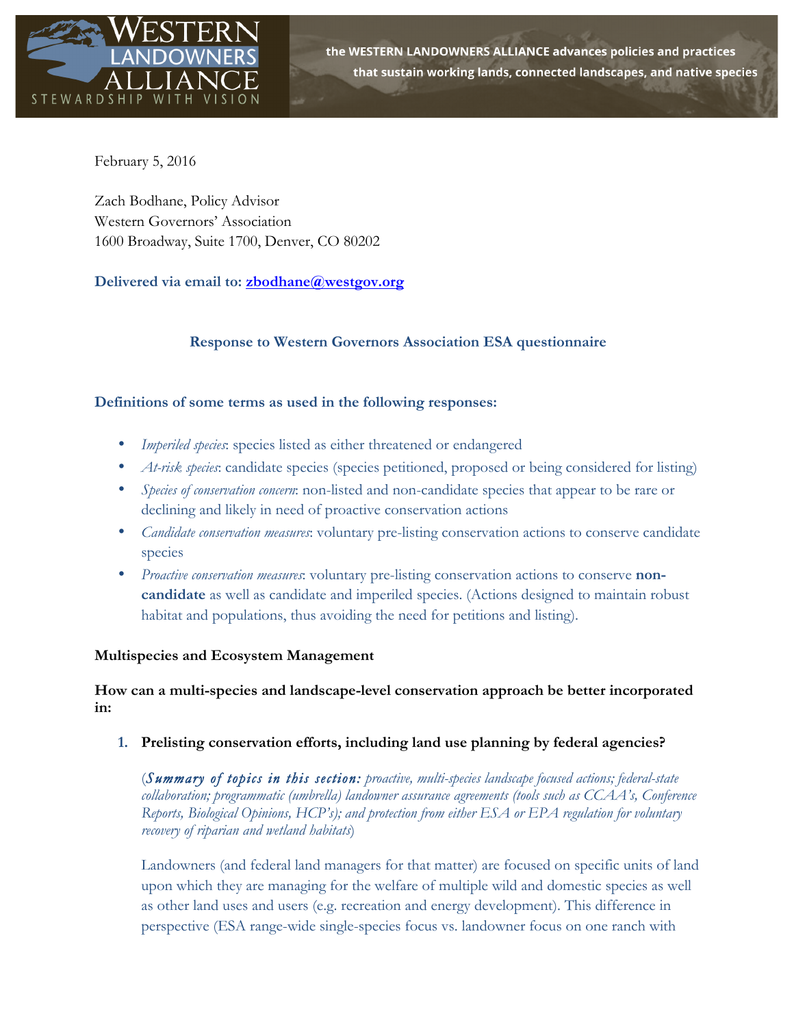WESTERN LANDOWNERS ALLIANCE
STEWARDSHIP WITH VISION

the WESTERN LANDOWNERS ALLIANCE advances policies and practices that sustain working lands, connected landscapes, and native species

February 5, 2016

Zach Bodhane, Policy Advisor
Western Governors' Association
1600 Broadway, Suite 1700, Denver, CO 80202

**Delivered via email to: zbodhane@westgov.org**

## Response to Western Governors Association ESA questionnaire

### Definitions of some terms as used in the following responses:

- *Imperiled species*: species listed as either threatened or endangered
- *At-risk species*: candidate species (species petitioned, proposed or being considered for listing)
- *Species of conservation concern*: non-listed and non-candidate species that appear to be rare or declining and likely in need of proactive conservation actions
- *Candidate conservation measures*: voluntary pre-listing conservation actions to conserve candidate species
- *Proactive conservation measures*: voluntary pre-listing conservation actions to conserve **non-candidate** as well as candidate and imperiled species. (Actions designed to maintain robust habitat and populations, thus avoiding the need for petitions and listing).

### Multispecies and Ecosystem Management

**How can a multi-species and landscape-level conservation approach be better incorporated in:**

1. **Prelisting conservation efforts, including land use planning by federal agencies?**

   (***Summary of topics in this section:*** *proactive, multi-species landscape focused actions; federal-state collaboration; programmatic (umbrella) landowner assurance agreements (tools such as CCAA's, Conference Reports, Biological Opinions, HCP's); and protection from either ESA or EPA regulation for voluntary recovery of riparian and wetland habitats*)

   Landowners (and federal land managers for that matter) are focused on specific units of land upon which they are managing for the welfare of multiple wild and domestic species as well as other land uses and users (e.g. recreation and energy development). This difference in perspective (ESA range-wide single-species focus vs. landowner focus on one ranch with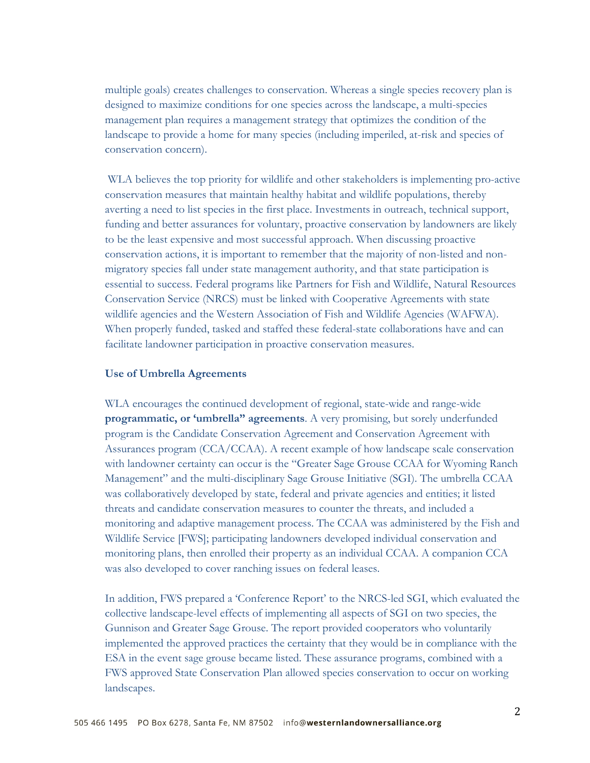multiple goals) creates challenges to conservation. Whereas a single species recovery plan is designed to maximize conditions for one species across the landscape, a multi-species management plan requires a management strategy that optimizes the condition of the landscape to provide a home for many species (including imperiled, at-risk and species of conservation concern).

WLA believes the top priority for wildlife and other stakeholders is implementing pro-active conservation measures that maintain healthy habitat and wildlife populations, thereby averting a need to list species in the first place. Investments in outreach, technical support, funding and better assurances for voluntary, proactive conservation by landowners are likely to be the least expensive and most successful approach. When discussing proactive conservation actions, it is important to remember that the majority of non-listed and non-migratory species fall under state management authority, and that state participation is essential to success. Federal programs like Partners for Fish and Wildlife, Natural Resources Conservation Service (NRCS) must be linked with Cooperative Agreements with state wildlife agencies and the Western Association of Fish and Wildlife Agencies (WAFWA). When properly funded, tasked and staffed these federal-state collaborations have and can facilitate landowner participation in proactive conservation measures.

**Use of Umbrella Agreements**

WLA encourages the continued development of regional, state-wide and range-wide **programmatic, or 'umbrella" agreements**. A very promising, but sorely underfunded program is the Candidate Conservation Agreement and Conservation Agreement with Assurances program (CCA/CCAA). A recent example of how landscape scale conservation with landowner certainty can occur is the "Greater Sage Grouse CCAA for Wyoming Ranch Management" and the multi-disciplinary Sage Grouse Initiative (SGI). The umbrella CCAA was collaboratively developed by state, federal and private agencies and entities; it listed threats and candidate conservation measures to counter the threats, and included a monitoring and adaptive management process. The CCAA was administered by the Fish and Wildlife Service [FWS]; participating landowners developed individual conservation and monitoring plans, then enrolled their property as an individual CCAA. A companion CCA was also developed to cover ranching issues on federal leases.

In addition, FWS prepared a 'Conference Report' to the NRCS-led SGI, which evaluated the collective landscape-level effects of implementing all aspects of SGI on two species, the Gunnison and Greater Sage Grouse. The report provided cooperators who voluntarily implemented the approved practices the certainty that they would be in compliance with the ESA in the event sage grouse became listed. These assurance programs, combined with a FWS approved State Conservation Plan allowed species conservation to occur on working landscapes.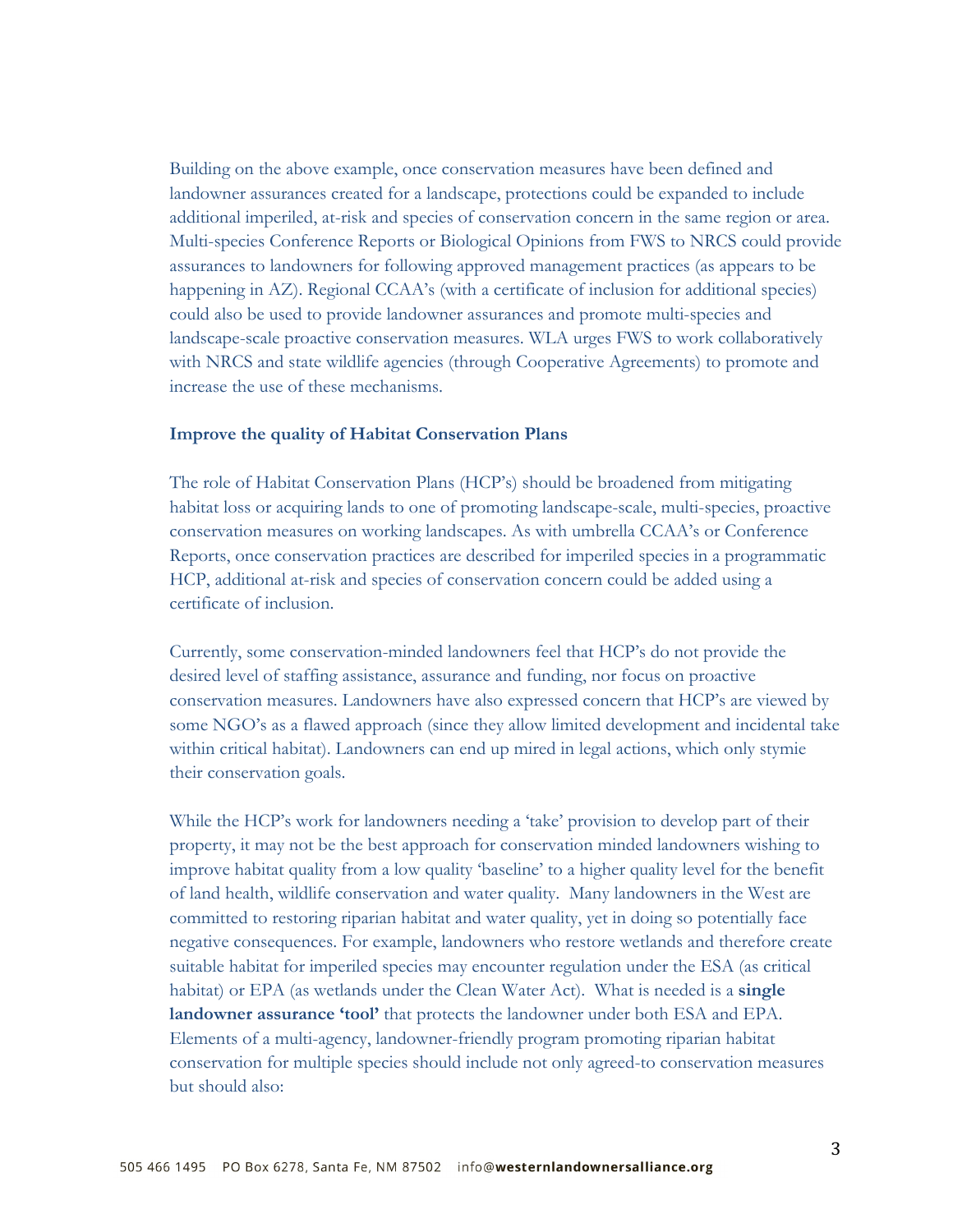Building on the above example, once conservation measures have been defined and landowner assurances created for a landscape, protections could be expanded to include additional imperiled, at-risk and species of conservation concern in the same region or area. Multi-species Conference Reports or Biological Opinions from FWS to NRCS could provide assurances to landowners for following approved management practices (as appears to be happening in AZ). Regional CCAA's (with a certificate of inclusion for additional species) could also be used to provide landowner assurances and promote multi-species and landscape-scale proactive conservation measures. WLA urges FWS to work collaboratively with NRCS and state wildlife agencies (through Cooperative Agreements) to promote and increase the use of these mechanisms.

**Improve the quality of Habitat Conservation Plans**

The role of Habitat Conservation Plans (HCP's) should be broadened from mitigating habitat loss or acquiring lands to one of promoting landscape-scale, multi-species, proactive conservation measures on working landscapes. As with umbrella CCAA's or Conference Reports, once conservation practices are described for imperiled species in a programmatic HCP, additional at-risk and species of conservation concern could be added using a certificate of inclusion.

Currently, some conservation-minded landowners feel that HCP's do not provide the desired level of staffing assistance, assurance and funding, nor focus on proactive conservation measures. Landowners have also expressed concern that HCP's are viewed by some NGO's as a flawed approach (since they allow limited development and incidental take within critical habitat). Landowners can end up mired in legal actions, which only stymie their conservation goals.

While the HCP's work for landowners needing a 'take' provision to develop part of their property, it may not be the best approach for conservation minded landowners wishing to improve habitat quality from a low quality 'baseline' to a higher quality level for the benefit of land health, wildlife conservation and water quality. Many landowners in the West are committed to restoring riparian habitat and water quality, yet in doing so potentially face negative consequences. For example, landowners who restore wetlands and therefore create suitable habitat for imperiled species may encounter regulation under the ESA (as critical habitat) or EPA (as wetlands under the Clean Water Act). What is needed is a **single landowner assurance 'tool'** that protects the landowner under both ESA and EPA. Elements of a multi-agency, landowner-friendly program promoting riparian habitat conservation for multiple species should include not only agreed-to conservation measures but should also: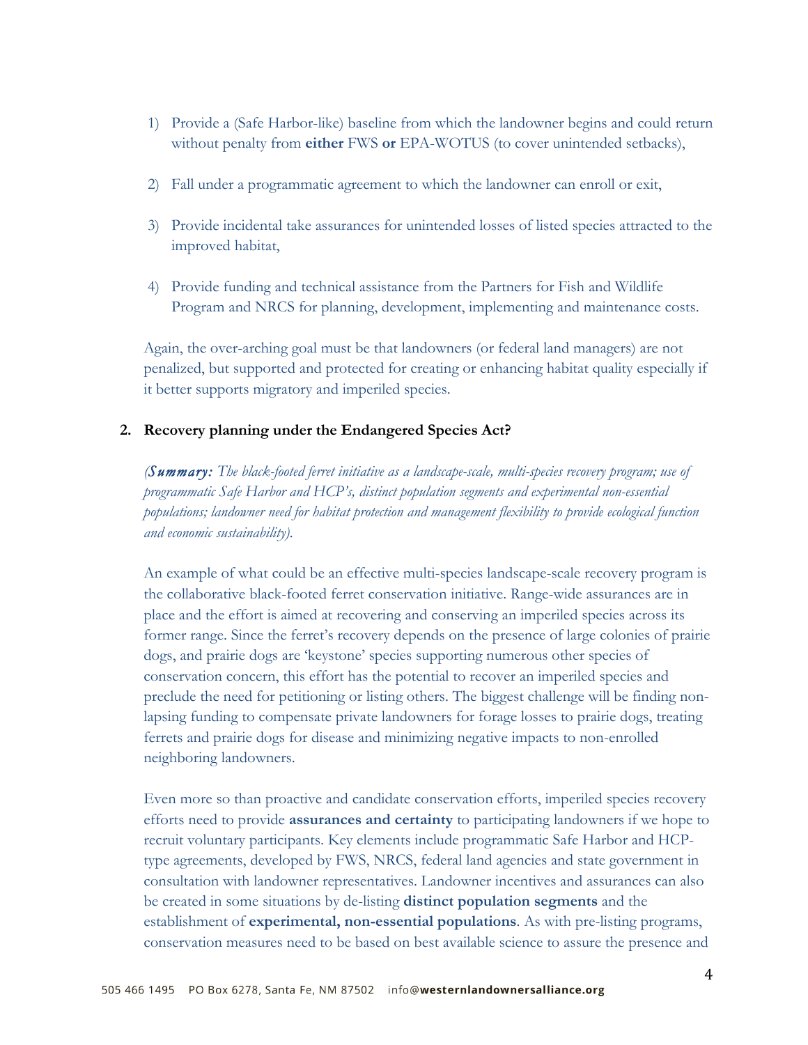1) Provide a (Safe Harbor-like) baseline from which the landowner begins and could return without penalty from **either** FWS **or** EPA-WOTUS (to cover unintended setbacks),

2) Fall under a programmatic agreement to which the landowner can enroll or exit,

3) Provide incidental take assurances for unintended losses of listed species attracted to the improved habitat,

4) Provide funding and technical assistance from the Partners for Fish and Wildlife Program and NRCS for planning, development, implementing and maintenance costs.

Again, the over-arching goal must be that landowners (or federal land managers) are not penalized, but supported and protected for creating or enhancing habitat quality especially if it better supports migratory and imperiled species.

**2. Recovery planning under the Endangered Species Act?**

*(**Summary:** The black-footed ferret initiative as a landscape-scale, multi-species recovery program; use of programmatic Safe Harbor and HCP's, distinct population segments and experimental non-essential populations; landowner need for habitat protection and management flexibility to provide ecological function and economic sustainability).*

An example of what could be an effective multi-species landscape-scale recovery program is the collaborative black-footed ferret conservation initiative. Range-wide assurances are in place and the effort is aimed at recovering and conserving an imperiled species across its former range. Since the ferret's recovery depends on the presence of large colonies of prairie dogs, and prairie dogs are 'keystone' species supporting numerous other species of conservation concern, this effort has the potential to recover an imperiled species and preclude the need for petitioning or listing others. The biggest challenge will be finding non-lapsing funding to compensate private landowners for forage losses to prairie dogs, treating ferrets and prairie dogs for disease and minimizing negative impacts to non-enrolled neighboring landowners.

Even more so than proactive and candidate conservation efforts, imperiled species recovery efforts need to provide **assurances and certainty** to participating landowners if we hope to recruit voluntary participants. Key elements include programmatic Safe Harbor and HCP-type agreements, developed by FWS, NRCS, federal land agencies and state government in consultation with landowner representatives. Landowner incentives and assurances can also be created in some situations by de-listing **distinct population segments** and the establishment of **experimental, non-essential populations**. As with pre-listing programs, conservation measures need to be based on best available science to assure the presence and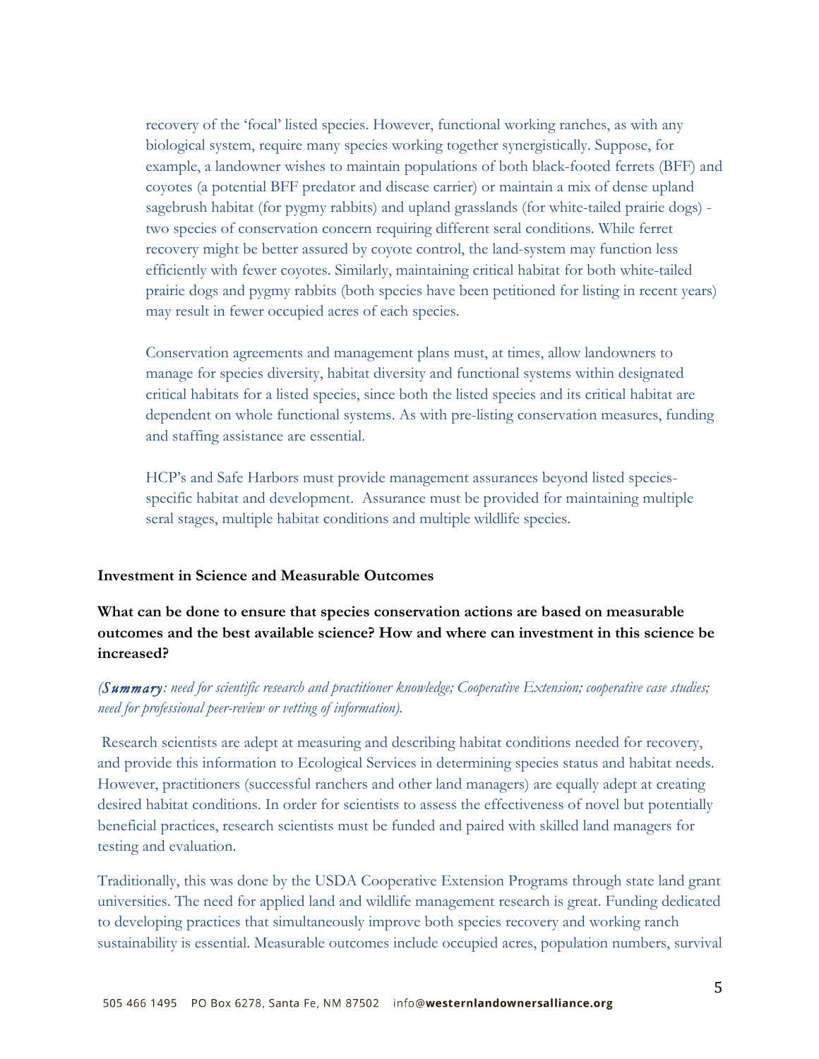recovery of the 'focal' listed species. However, functional working ranches, as with any biological system, require many species working together synergistically. Suppose, for example, a landowner wishes to maintain populations of both black-footed ferrets (BFF) and coyotes (a potential BFF predator and disease carrier) or maintain a mix of dense upland sagebrush habitat (for pygmy rabbits) and upland grasslands (for white-tailed prairie dogs) - two species of conservation concern requiring different seral conditions. While ferret recovery might be better assured by coyote control, the land-system may function less efficiently with fewer coyotes. Similarly, maintaining critical habitat for both white-tailed prairie dogs and pygmy rabbits (both species have been petitioned for listing in recent years) may result in fewer occupied acres of each species.

Conservation agreements and management plans must, at times, allow landowners to manage for species diversity, habitat diversity and functional systems within designated critical habitats for a listed species, since both the listed species and its critical habitat are dependent on whole functional systems. As with pre-listing conservation measures, funding and staffing assistance are essential.

HCP's and Safe Harbors must provide management assurances beyond listed species-specific habitat and development. Assurance must be provided for maintaining multiple seral stages, multiple habitat conditions and multiple wildlife species.

**Investment in Science and Measurable Outcomes**

**What can be done to ensure that species conservation actions are based on measurable outcomes and the best available science? How and where can investment in this science be increased?**

*(**Summary**: need for scientific research and practitioner knowledge; Cooperative Extension; cooperative case studies; need for professional peer-review or vetting of information).*

Research scientists are adept at measuring and describing habitat conditions needed for recovery, and provide this information to Ecological Services in determining species status and habitat needs. However, practitioners (successful ranchers and other land managers) are equally adept at creating desired habitat conditions. In order for scientists to assess the effectiveness of novel but potentially beneficial practices, research scientists must be funded and paired with skilled land managers for testing and evaluation.

Traditionally, this was done by the USDA Cooperative Extension Programs through state land grant universities. The need for applied land and wildlife management research is great. Funding dedicated to developing practices that simultaneously improve both species recovery and working ranch sustainability is essential. Measurable outcomes include occupied acres, population numbers, survival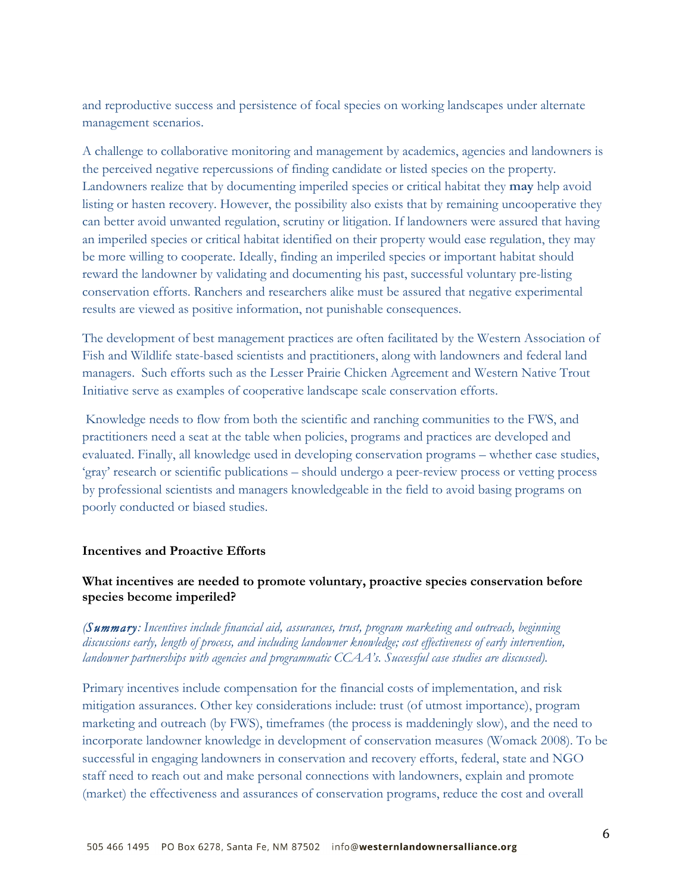and reproductive success and persistence of focal species on working landscapes under alternate management scenarios.

A challenge to collaborative monitoring and management by academics, agencies and landowners is the perceived negative repercussions of finding candidate or listed species on the property. Landowners realize that by documenting imperiled species or critical habitat they **may** help avoid listing or hasten recovery. However, the possibility also exists that by remaining uncooperative they can better avoid unwanted regulation, scrutiny or litigation. If landowners were assured that having an imperiled species or critical habitat identified on their property would ease regulation, they may be more willing to cooperate. Ideally, finding an imperiled species or important habitat should reward the landowner by validating and documenting his past, successful voluntary pre-listing conservation efforts. Ranchers and researchers alike must be assured that negative experimental results are viewed as positive information, not punishable consequences.

The development of best management practices are often facilitated by the Western Association of Fish and Wildlife state-based scientists and practitioners, along with landowners and federal land managers. Such efforts such as the Lesser Prairie Chicken Agreement and Western Native Trout Initiative serve as examples of cooperative landscape scale conservation efforts.

Knowledge needs to flow from both the scientific and ranching communities to the FWS, and practitioners need a seat at the table when policies, programs and practices are developed and evaluated. Finally, all knowledge used in developing conservation programs – whether case studies, 'gray' research or scientific publications – should undergo a peer-review process or vetting process by professional scientists and managers knowledgeable in the field to avoid basing programs on poorly conducted or biased studies.

## Incentives and Proactive Efforts

### What incentives are needed to promote voluntary, proactive species conservation before species become imperiled?

*(**Summary**: Incentives include financial aid, assurances, trust, program marketing and outreach, beginning discussions early, length of process, and including landowner knowledge; cost effectiveness of early intervention, landowner partnerships with agencies and programmatic CCAA's. Successful case studies are discussed).*

Primary incentives include compensation for the financial costs of implementation, and risk mitigation assurances. Other key considerations include: trust (of utmost importance), program marketing and outreach (by FWS), timeframes (the process is maddeningly slow), and the need to incorporate landowner knowledge in development of conservation measures (Womack 2008). To be successful in engaging landowners in conservation and recovery efforts, federal, state and NGO staff need to reach out and make personal connections with landowners, explain and promote (market) the effectiveness and assurances of conservation programs, reduce the cost and overall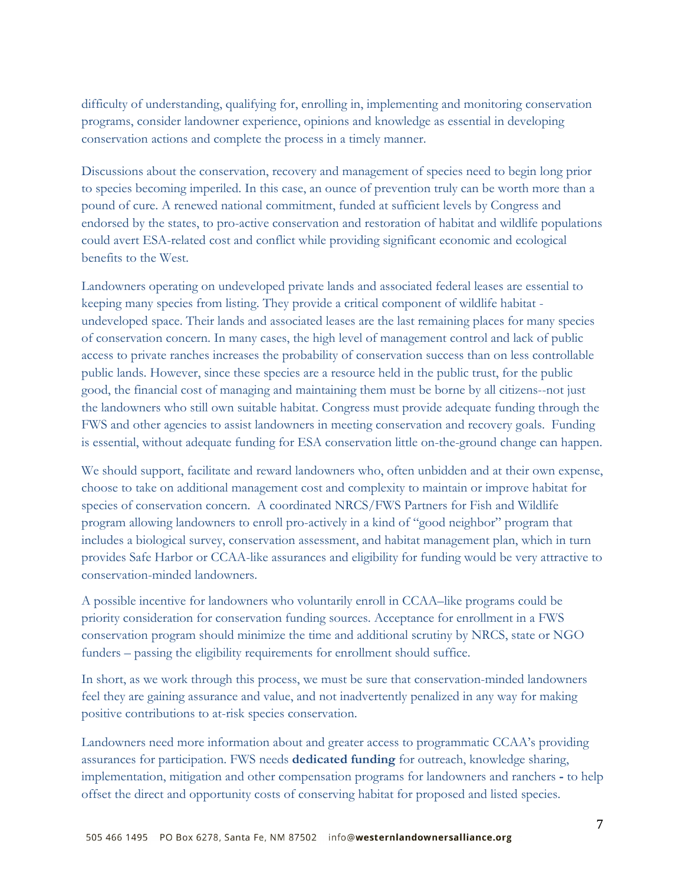difficulty of understanding, qualifying for, enrolling in, implementing and monitoring conservation programs, consider landowner experience, opinions and knowledge as essential in developing conservation actions and complete the process in a timely manner.

Discussions about the conservation, recovery and management of species need to begin long prior to species becoming imperiled. In this case, an ounce of prevention truly can be worth more than a pound of cure. A renewed national commitment, funded at sufficient levels by Congress and endorsed by the states, to pro-active conservation and restoration of habitat and wildlife populations could avert ESA-related cost and conflict while providing significant economic and ecological benefits to the West.

Landowners operating on undeveloped private lands and associated federal leases are essential to keeping many species from listing. They provide a critical component of wildlife habitat - undeveloped space. Their lands and associated leases are the last remaining places for many species of conservation concern. In many cases, the high level of management control and lack of public access to private ranches increases the probability of conservation success than on less controllable public lands. However, since these species are a resource held in the public trust, for the public good, the financial cost of managing and maintaining them must be borne by all citizens--not just the landowners who still own suitable habitat. Congress must provide adequate funding through the FWS and other agencies to assist landowners in meeting conservation and recovery goals. Funding is essential, without adequate funding for ESA conservation little on-the-ground change can happen.

We should support, facilitate and reward landowners who, often unbidden and at their own expense, choose to take on additional management cost and complexity to maintain or improve habitat for species of conservation concern. A coordinated NRCS/FWS Partners for Fish and Wildlife program allowing landowners to enroll pro-actively in a kind of "good neighbor" program that includes a biological survey, conservation assessment, and habitat management plan, which in turn provides Safe Harbor or CCAA-like assurances and eligibility for funding would be very attractive to conservation-minded landowners.

A possible incentive for landowners who voluntarily enroll in CCAA–like programs could be priority consideration for conservation funding sources. Acceptance for enrollment in a FWS conservation program should minimize the time and additional scrutiny by NRCS, state or NGO funders – passing the eligibility requirements for enrollment should suffice.

In short, as we work through this process, we must be sure that conservation-minded landowners feel they are gaining assurance and value, and not inadvertently penalized in any way for making positive contributions to at-risk species conservation.

Landowners need more information about and greater access to programmatic CCAA's providing assurances for participation. FWS needs **dedicated funding** for outreach, knowledge sharing, implementation, mitigation and other compensation programs for landowners and ranchers **-** to help offset the direct and opportunity costs of conserving habitat for proposed and listed species.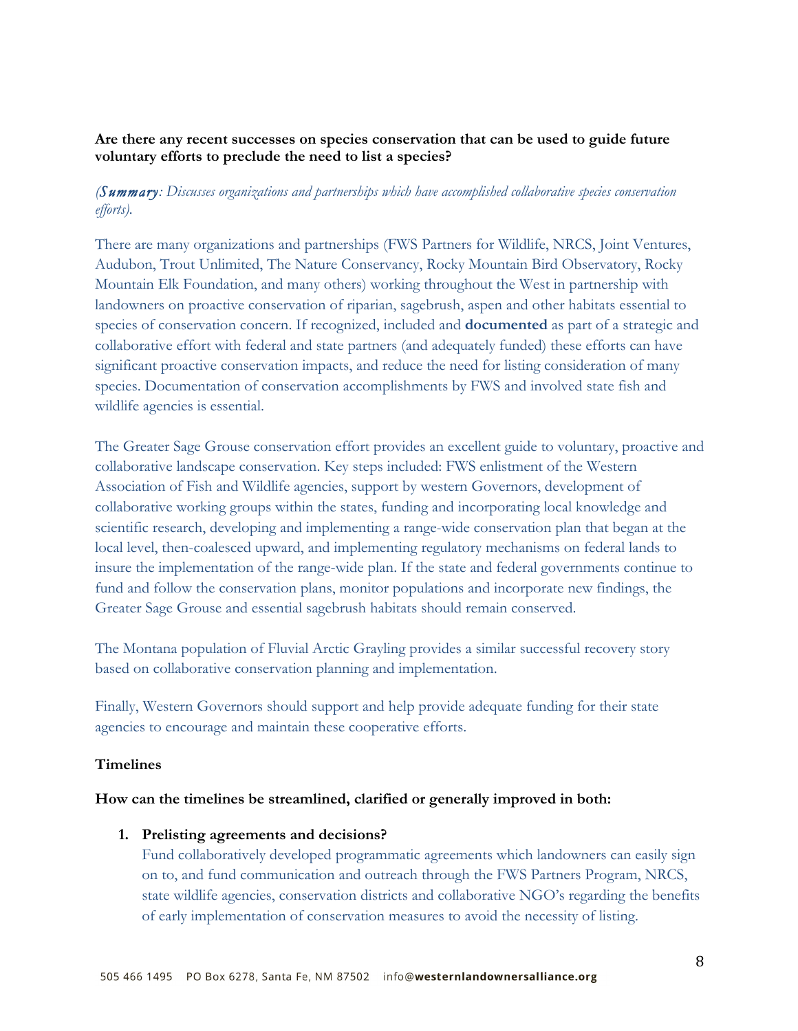**Are there any recent successes on species conservation that can be used to guide future voluntary efforts to preclude the need to list a species?**

*(**Summary**: Discusses organizations and partnerships which have accomplished collaborative species conservation efforts).*

There are many organizations and partnerships (FWS Partners for Wildlife, NRCS, Joint Ventures, Audubon, Trout Unlimited, The Nature Conservancy, Rocky Mountain Bird Observatory, Rocky Mountain Elk Foundation, and many others) working throughout the West in partnership with landowners on proactive conservation of riparian, sagebrush, aspen and other habitats essential to species of conservation concern. If recognized, included and **documented** as part of a strategic and collaborative effort with federal and state partners (and adequately funded) these efforts can have significant proactive conservation impacts, and reduce the need for listing consideration of many species. Documentation of conservation accomplishments by FWS and involved state fish and wildlife agencies is essential.

The Greater Sage Grouse conservation effort provides an excellent guide to voluntary, proactive and collaborative landscape conservation. Key steps included: FWS enlistment of the Western Association of Fish and Wildlife agencies, support by western Governors, development of collaborative working groups within the states, funding and incorporating local knowledge and scientific research, developing and implementing a range-wide conservation plan that began at the local level, then-coalesced upward, and implementing regulatory mechanisms on federal lands to insure the implementation of the range-wide plan. If the state and federal governments continue to fund and follow the conservation plans, monitor populations and incorporate new findings, the Greater Sage Grouse and essential sagebrush habitats should remain conserved.

The Montana population of Fluvial Arctic Grayling provides a similar successful recovery story based on collaborative conservation planning and implementation.

Finally, Western Governors should support and help provide adequate funding for their state agencies to encourage and maintain these cooperative efforts.

**Timelines**

**How can the timelines be streamlined, clarified or generally improved in both:**

1. **Prelisting agreements and decisions?**
   Fund collaboratively developed programmatic agreements which landowners can easily sign on to, and fund communication and outreach through the FWS Partners Program, NRCS, state wildlife agencies, conservation districts and collaborative NGO's regarding the benefits of early implementation of conservation measures to avoid the necessity of listing.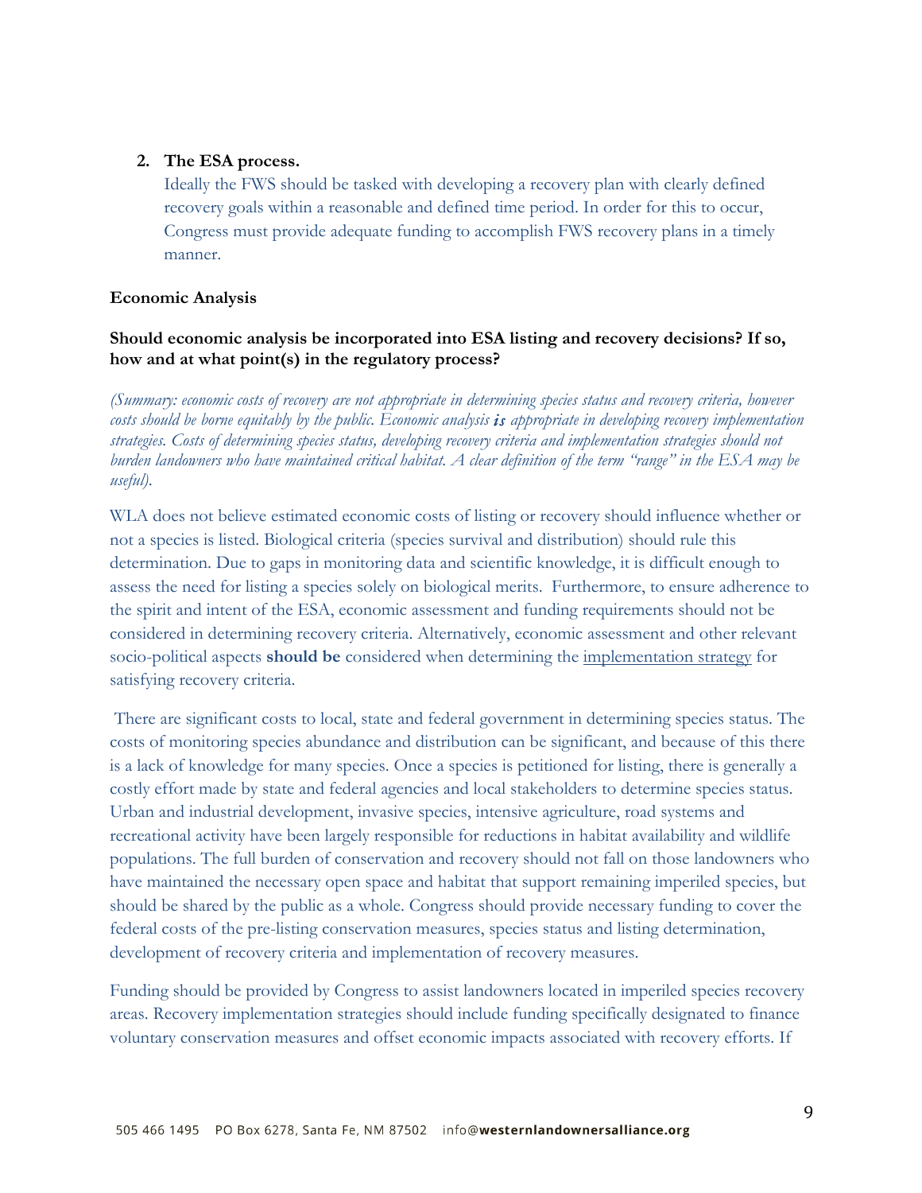2. **The ESA process.**
   Ideally the FWS should be tasked with developing a recovery plan with clearly defined recovery goals within a reasonable and defined time period. In order for this to occur, Congress must provide adequate funding to accomplish FWS recovery plans in a timely manner.

**Economic Analysis**

**Should economic analysis be incorporated into ESA listing and recovery decisions? If so, how and at what point(s) in the regulatory process?**

*(Summary: economic costs of recovery are not appropriate in determining species status and recovery criteria, however costs should be borne equitably by the public. Economic analysis* ***is*** *appropriate in developing recovery implementation strategies. Costs of determining species status, developing recovery criteria and implementation strategies should not burden landowners who have maintained critical habitat. A clear definition of the term "range" in the ESA may be useful).*

WLA does not believe estimated economic costs of listing or recovery should influence whether or not a species is listed. Biological criteria (species survival and distribution) should rule this determination. Due to gaps in monitoring data and scientific knowledge, it is difficult enough to assess the need for listing a species solely on biological merits. Furthermore, to ensure adherence to the spirit and intent of the ESA, economic assessment and funding requirements should not be considered in determining recovery criteria. Alternatively, economic assessment and other relevant socio-political aspects **should be** considered when determining the <u>implementation strategy</u> for satisfying recovery criteria.

There are significant costs to local, state and federal government in determining species status. The costs of monitoring species abundance and distribution can be significant, and because of this there is a lack of knowledge for many species. Once a species is petitioned for listing, there is generally a costly effort made by state and federal agencies and local stakeholders to determine species status. Urban and industrial development, invasive species, intensive agriculture, road systems and recreational activity have been largely responsible for reductions in habitat availability and wildlife populations. The full burden of conservation and recovery should not fall on those landowners who have maintained the necessary open space and habitat that support remaining imperiled species, but should be shared by the public as a whole. Congress should provide necessary funding to cover the federal costs of the pre-listing conservation measures, species status and listing determination, development of recovery criteria and implementation of recovery measures.

Funding should be provided by Congress to assist landowners located in imperiled species recovery areas. Recovery implementation strategies should include funding specifically designated to finance voluntary conservation measures and offset economic impacts associated with recovery efforts. If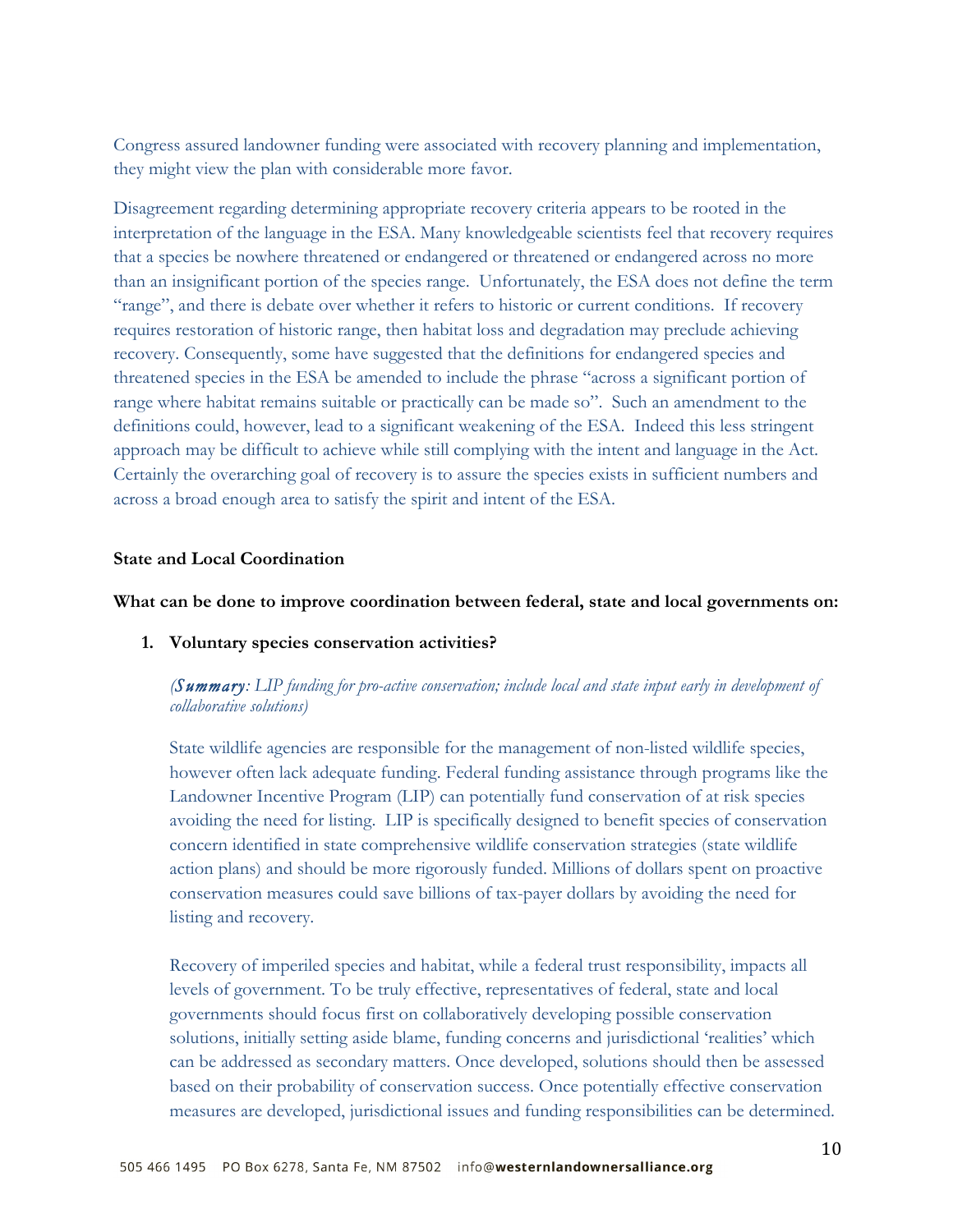Congress assured landowner funding were associated with recovery planning and implementation, they might view the plan with considerable more favor.

Disagreement regarding determining appropriate recovery criteria appears to be rooted in the interpretation of the language in the ESA. Many knowledgeable scientists feel that recovery requires that a species be nowhere threatened or endangered or threatened or endangered across no more than an insignificant portion of the species range. Unfortunately, the ESA does not define the term "range", and there is debate over whether it refers to historic or current conditions. If recovery requires restoration of historic range, then habitat loss and degradation may preclude achieving recovery. Consequently, some have suggested that the definitions for endangered species and threatened species in the ESA be amended to include the phrase "across a significant portion of range where habitat remains suitable or practically can be made so". Such an amendment to the definitions could, however, lead to a significant weakening of the ESA. Indeed this less stringent approach may be difficult to achieve while still complying with the intent and language in the Act. Certainly the overarching goal of recovery is to assure the species exists in sufficient numbers and across a broad enough area to satisfy the spirit and intent of the ESA.

**State and Local Coordination**

**What can be done to improve coordination between federal, state and local governments on:**

1. **Voluntary species conservation activities?**

   *(**Summary**: LIP funding for pro-active conservation; include local and state input early in development of collaborative solutions)*

   State wildlife agencies are responsible for the management of non-listed wildlife species, however often lack adequate funding. Federal funding assistance through programs like the Landowner Incentive Program (LIP) can potentially fund conservation of at risk species avoiding the need for listing. LIP is specifically designed to benefit species of conservation concern identified in state comprehensive wildlife conservation strategies (state wildlife action plans) and should be more rigorously funded. Millions of dollars spent on proactive conservation measures could save billions of tax-payer dollars by avoiding the need for listing and recovery.

   Recovery of imperiled species and habitat, while a federal trust responsibility, impacts all levels of government. To be truly effective, representatives of federal, state and local governments should focus first on collaboratively developing possible conservation solutions, initially setting aside blame, funding concerns and jurisdictional 'realities' which can be addressed as secondary matters. Once developed, solutions should then be assessed based on their probability of conservation success. Once potentially effective conservation measures are developed, jurisdictional issues and funding responsibilities can be determined.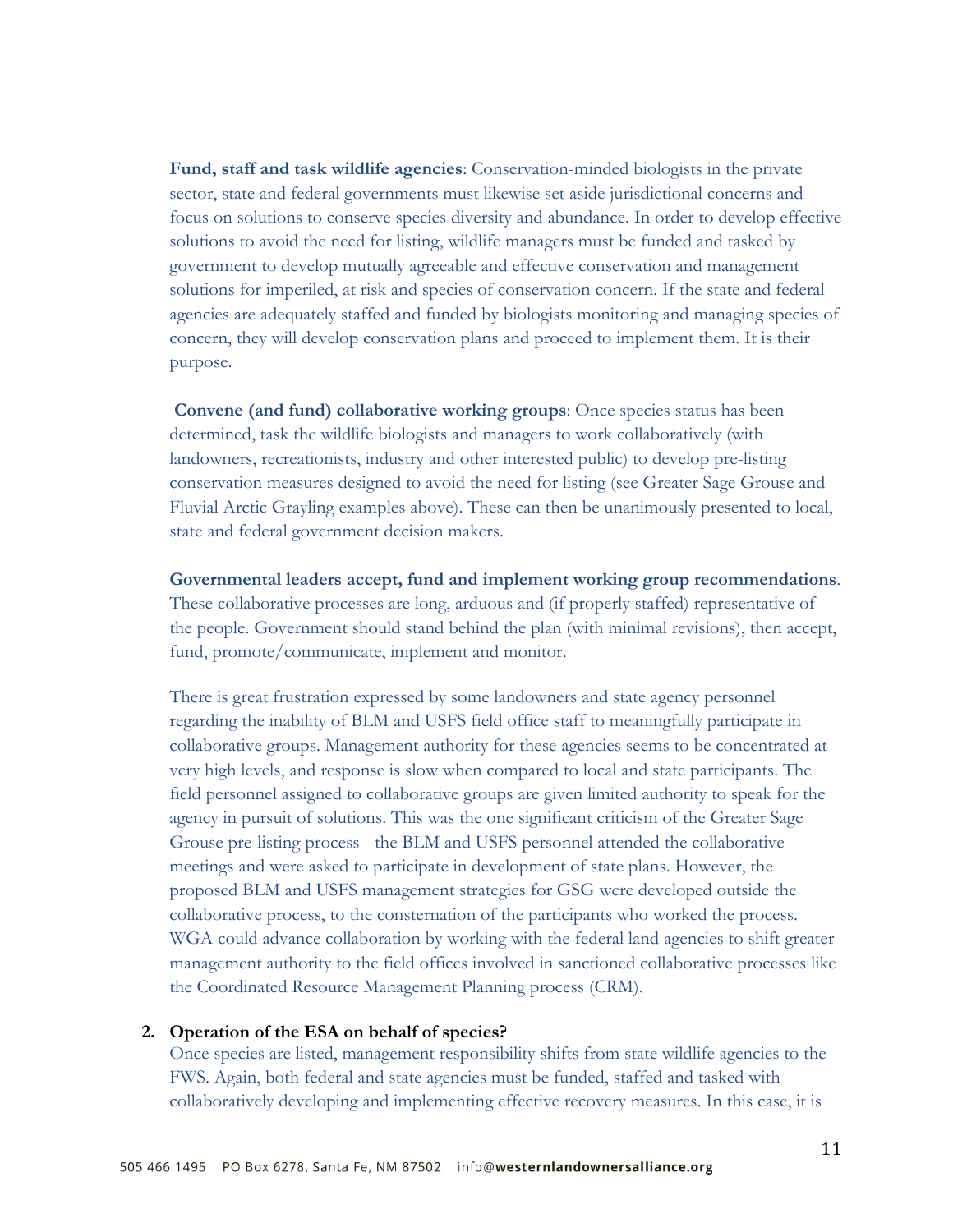**Fund, staff and task wildlife agencies**: Conservation-minded biologists in the private sector, state and federal governments must likewise set aside jurisdictional concerns and focus on solutions to conserve species diversity and abundance. In order to develop effective solutions to avoid the need for listing, wildlife managers must be funded and tasked by government to develop mutually agreeable and effective conservation and management solutions for imperiled, at risk and species of conservation concern. If the state and federal agencies are adequately staffed and funded by biologists monitoring and managing species of concern, they will develop conservation plans and proceed to implement them. It is their purpose.

**Convene (and fund) collaborative working groups**: Once species status has been determined, task the wildlife biologists and managers to work collaboratively (with landowners, recreationists, industry and other interested public) to develop pre-listing conservation measures designed to avoid the need for listing (see Greater Sage Grouse and Fluvial Arctic Grayling examples above). These can then be unanimously presented to local, state and federal government decision makers.

**Governmental leaders accept, fund and implement working group recommendations**. These collaborative processes are long, arduous and (if properly staffed) representative of the people. Government should stand behind the plan (with minimal revisions), then accept, fund, promote/communicate, implement and monitor.

There is great frustration expressed by some landowners and state agency personnel regarding the inability of BLM and USFS field office staff to meaningfully participate in collaborative groups. Management authority for these agencies seems to be concentrated at very high levels, and response is slow when compared to local and state participants. The field personnel assigned to collaborative groups are given limited authority to speak for the agency in pursuit of solutions. This was the one significant criticism of the Greater Sage Grouse pre-listing process - the BLM and USFS personnel attended the collaborative meetings and were asked to participate in development of state plans. However, the proposed BLM and USFS management strategies for GSG were developed outside the collaborative process, to the consternation of the participants who worked the process. WGA could advance collaboration by working with the federal land agencies to shift greater management authority to the field offices involved in sanctioned collaborative processes like the Coordinated Resource Management Planning process (CRM).

2. **Operation of the ESA on behalf of species?**
   Once species are listed, management responsibility shifts from state wildlife agencies to the FWS. Again, both federal and state agencies must be funded, staffed and tasked with collaboratively developing and implementing effective recovery measures. In this case, it is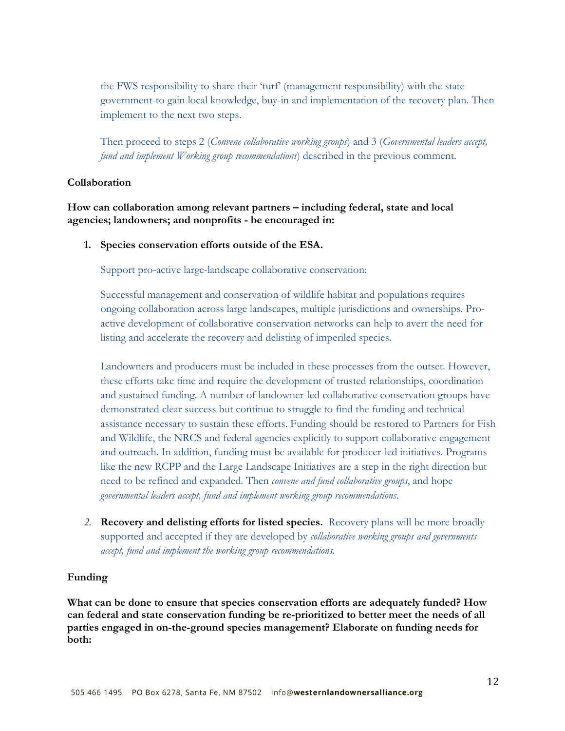the FWS responsibility to share their 'turf' (management responsibility) with the state government-to gain local knowledge, buy-in and implementation of the recovery plan. Then implement to the next two steps.

Then proceed to steps 2 (*Convene collaborative working groups*) and 3 (*Governmental leaders accept, fund and implement Working group recommendations*) described in the previous comment.

**Collaboration**

**How can collaboration among relevant partners – including federal, state and local agencies; landowners; and nonprofits - be encouraged in:**

1. **Species conservation efforts outside of the ESA.**

   Support pro-active large-landscape collaborative conservation:

   Successful management and conservation of wildlife habitat and populations requires ongoing collaboration across large landscapes, multiple jurisdictions and ownerships. Pro-active development of collaborative conservation networks can help to avert the need for listing and accelerate the recovery and delisting of imperiled species.

   Landowners and producers must be included in these processes from the outset. However, these efforts take time and require the development of trusted relationships, coordination and sustained funding. A number of landowner-led collaborative conservation groups have demonstrated clear success but continue to struggle to find the funding and technical assistance necessary to sustain these efforts. Funding should be restored to Partners for Fish and Wildlife, the NRCS and federal agencies explicitly to support collaborative engagement and outreach. In addition, funding must be available for producer-led initiatives. Programs like the new RCPP and the Large Landscape Initiatives are a step in the right direction but need to be refined and expanded. Then *convene and fund collaborative groups*, and hope *governmental leaders accept, fund and implement working group recommendations*.

2. **Recovery and delisting efforts for listed species.** Recovery plans will be more broadly supported and accepted if they are developed by *collaborative working groups and governments accept, fund and implement the working group recommendations.*

**Funding**

**What can be done to ensure that species conservation efforts are adequately funded? How can federal and state conservation funding be re-prioritized to better meet the needs of all parties engaged in on-the-ground species management? Elaborate on funding needs for both:**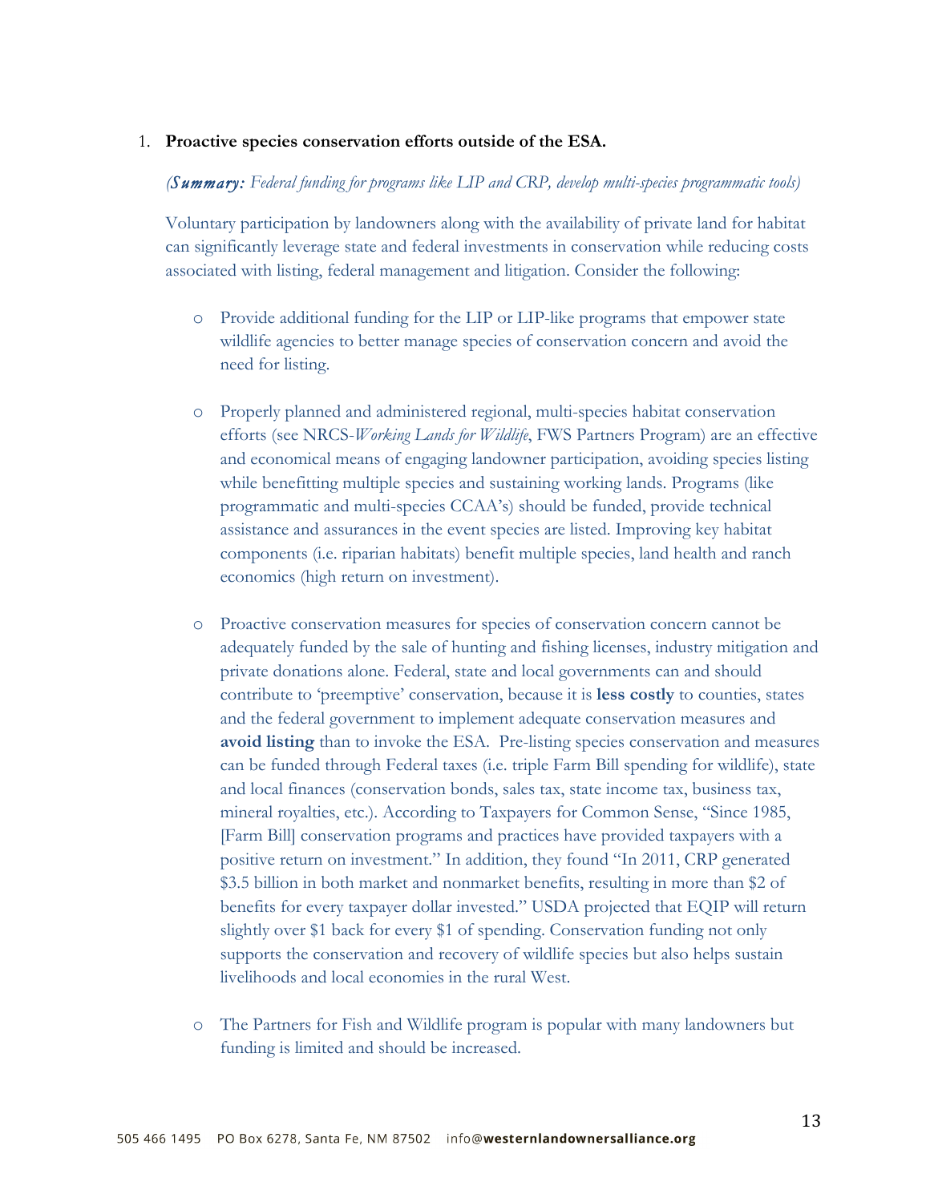1. **Proactive species conservation efforts outside of the ESA.**

   *(**Summary:** Federal funding for programs like LIP and CRP, develop multi-species programmatic tools)*

   Voluntary participation by landowners along with the availability of private land for habitat can significantly leverage state and federal investments in conservation while reducing costs associated with listing, federal management and litigation. Consider the following:

   - Provide additional funding for the LIP or LIP-like programs that empower state wildlife agencies to better manage species of conservation concern and avoid the need for listing.

   - Properly planned and administered regional, multi-species habitat conservation efforts (see NRCS-*Working Lands for Wildlife*, FWS Partners Program) are an effective and economical means of engaging landowner participation, avoiding species listing while benefitting multiple species and sustaining working lands. Programs (like programmatic and multi-species CCAA's) should be funded, provide technical assistance and assurances in the event species are listed. Improving key habitat components (i.e. riparian habitats) benefit multiple species, land health and ranch economics (high return on investment).

   - Proactive conservation measures for species of conservation concern cannot be adequately funded by the sale of hunting and fishing licenses, industry mitigation and private donations alone. Federal, state and local governments can and should contribute to 'preemptive' conservation, because it is **less costly** to counties, states and the federal government to implement adequate conservation measures and **avoid listing** than to invoke the ESA. Pre-listing species conservation and measures can be funded through Federal taxes (i.e. triple Farm Bill spending for wildlife), state and local finances (conservation bonds, sales tax, state income tax, business tax, mineral royalties, etc.). According to Taxpayers for Common Sense, "Since 1985, [Farm Bill] conservation programs and practices have provided taxpayers with a positive return on investment." In addition, they found "In 2011, CRP generated $3.5 billion in both market and nonmarket benefits, resulting in more than $2 of benefits for every taxpayer dollar invested." USDA projected that EQIP will return slightly over $1 back for every $1 of spending. Conservation funding not only supports the conservation and recovery of wildlife species but also helps sustain livelihoods and local economies in the rural West.

   - The Partners for Fish and Wildlife program is popular with many landowners but funding is limited and should be increased.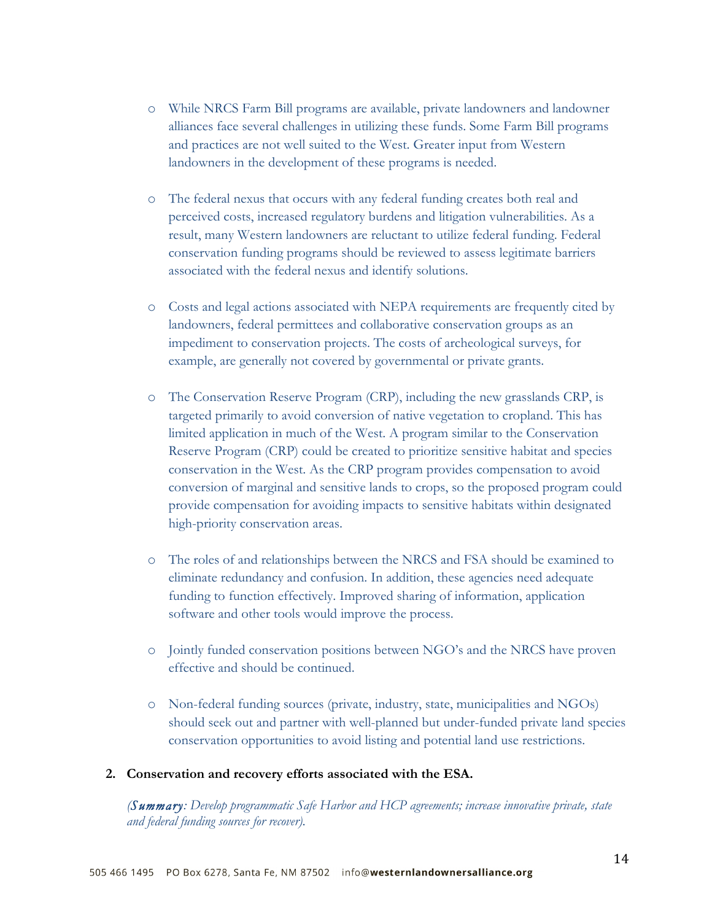- While NRCS Farm Bill programs are available, private landowners and landowner alliances face several challenges in utilizing these funds. Some Farm Bill programs and practices are not well suited to the West. Greater input from Western landowners in the development of these programs is needed.

- The federal nexus that occurs with any federal funding creates both real and perceived costs, increased regulatory burdens and litigation vulnerabilities. As a result, many Western landowners are reluctant to utilize federal funding. Federal conservation funding programs should be reviewed to assess legitimate barriers associated with the federal nexus and identify solutions.

- Costs and legal actions associated with NEPA requirements are frequently cited by landowners, federal permittees and collaborative conservation groups as an impediment to conservation projects. The costs of archeological surveys, for example, are generally not covered by governmental or private grants.

- The Conservation Reserve Program (CRP), including the new grasslands CRP, is targeted primarily to avoid conversion of native vegetation to cropland. This has limited application in much of the West. A program similar to the Conservation Reserve Program (CRP) could be created to prioritize sensitive habitat and species conservation in the West. As the CRP program provides compensation to avoid conversion of marginal and sensitive lands to crops, so the proposed program could provide compensation for avoiding impacts to sensitive habitats within designated high-priority conservation areas.

- The roles of and relationships between the NRCS and FSA should be examined to eliminate redundancy and confusion. In addition, these agencies need adequate funding to function effectively. Improved sharing of information, application software and other tools would improve the process.

- Jointly funded conservation positions between NGO's and the NRCS have proven effective and should be continued.

- Non-federal funding sources (private, industry, state, municipalities and NGOs) should seek out and partner with well-planned but under-funded private land species conservation opportunities to avoid listing and potential land use restrictions.

**2. Conservation and recovery efforts associated with the ESA.**

*(**Summary**: Develop programmatic Safe Harbor and HCP agreements; increase innovative private, state and federal funding sources for recover).*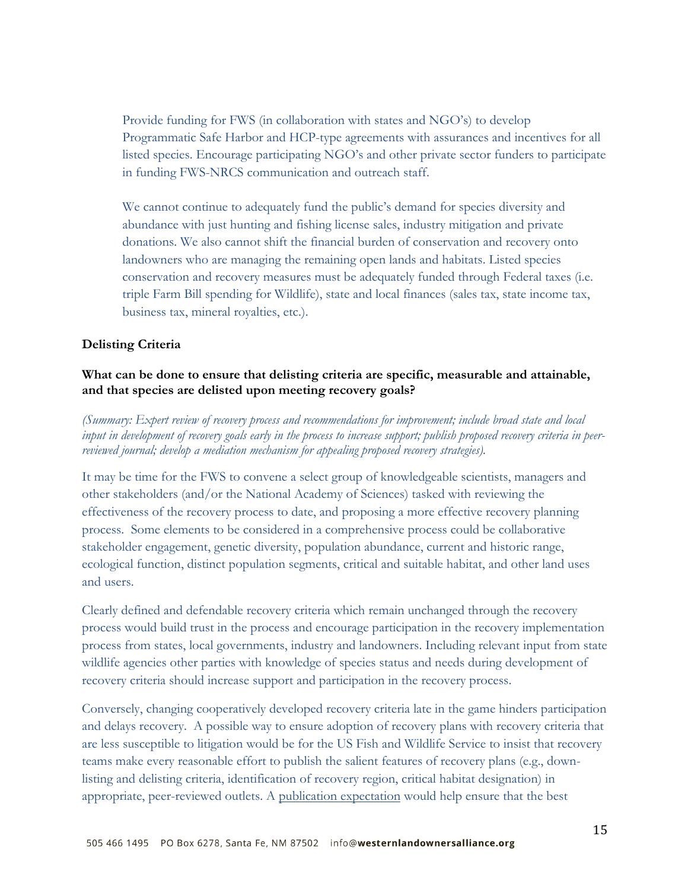Provide funding for FWS (in collaboration with states and NGO's) to develop Programmatic Safe Harbor and HCP-type agreements with assurances and incentives for all listed species. Encourage participating NGO's and other private sector funders to participate in funding FWS-NRCS communication and outreach staff.

We cannot continue to adequately fund the public's demand for species diversity and abundance with just hunting and fishing license sales, industry mitigation and private donations. We also cannot shift the financial burden of conservation and recovery onto landowners who are managing the remaining open lands and habitats. Listed species conservation and recovery measures must be adequately funded through Federal taxes (i.e. triple Farm Bill spending for Wildlife), state and local finances (sales tax, state income tax, business tax, mineral royalties, etc.).

**Delisting Criteria**

**What can be done to ensure that delisting criteria are specific, measurable and attainable, and that species are delisted upon meeting recovery goals?**

*(Summary: Expert review of recovery process and recommendations for improvement; include broad state and local input in development of recovery goals early in the process to increase support; publish proposed recovery criteria in peer-reviewed journal; develop a mediation mechanism for appealing proposed recovery strategies).*

It may be time for the FWS to convene a select group of knowledgeable scientists, managers and other stakeholders (and/or the National Academy of Sciences) tasked with reviewing the effectiveness of the recovery process to date, and proposing a more effective recovery planning process. Some elements to be considered in a comprehensive process could be collaborative stakeholder engagement, genetic diversity, population abundance, current and historic range, ecological function, distinct population segments, critical and suitable habitat, and other land uses and users.

Clearly defined and defendable recovery criteria which remain unchanged through the recovery process would build trust in the process and encourage participation in the recovery implementation process from states, local governments, industry and landowners. Including relevant input from state wildlife agencies other parties with knowledge of species status and needs during development of recovery criteria should increase support and participation in the recovery process.

Conversely, changing cooperatively developed recovery criteria late in the game hinders participation and delays recovery. A possible way to ensure adoption of recovery plans with recovery criteria that are less susceptible to litigation would be for the US Fish and Wildlife Service to insist that recovery teams make every reasonable effort to publish the salient features of recovery plans (e.g., down-listing and delisting criteria, identification of recovery region, critical habitat designation) in appropriate, peer-reviewed outlets. A publication expectation would help ensure that the best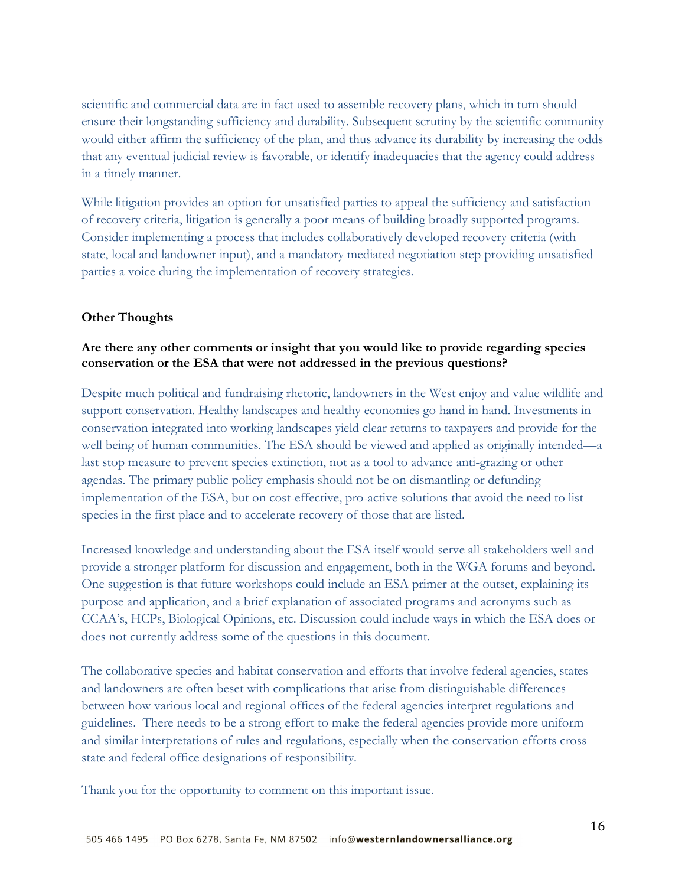scientific and commercial data are in fact used to assemble recovery plans, which in turn should ensure their longstanding sufficiency and durability. Subsequent scrutiny by the scientific community would either affirm the sufficiency of the plan, and thus advance its durability by increasing the odds that any eventual judicial review is favorable, or identify inadequacies that the agency could address in a timely manner.

While litigation provides an option for unsatisfied parties to appeal the sufficiency and satisfaction of recovery criteria, litigation is generally a poor means of building broadly supported programs. Consider implementing a process that includes collaboratively developed recovery criteria (with state, local and landowner input), and a mandatory mediated negotiation step providing unsatisfied parties a voice during the implementation of recovery strategies.

**Other Thoughts**

**Are there any other comments or insight that you would like to provide regarding species conservation or the ESA that were not addressed in the previous questions?**

Despite much political and fundraising rhetoric, landowners in the West enjoy and value wildlife and support conservation. Healthy landscapes and healthy economies go hand in hand. Investments in conservation integrated into working landscapes yield clear returns to taxpayers and provide for the well being of human communities. The ESA should be viewed and applied as originally intended—a last stop measure to prevent species extinction, not as a tool to advance anti-grazing or other agendas. The primary public policy emphasis should not be on dismantling or defunding implementation of the ESA, but on cost-effective, pro-active solutions that avoid the need to list species in the first place and to accelerate recovery of those that are listed.

Increased knowledge and understanding about the ESA itself would serve all stakeholders well and provide a stronger platform for discussion and engagement, both in the WGA forums and beyond. One suggestion is that future workshops could include an ESA primer at the outset, explaining its purpose and application, and a brief explanation of associated programs and acronyms such as CCAA's, HCPs, Biological Opinions, etc. Discussion could include ways in which the ESA does or does not currently address some of the questions in this document.

The collaborative species and habitat conservation and efforts that involve federal agencies, states and landowners are often beset with complications that arise from distinguishable differences between how various local and regional offices of the federal agencies interpret regulations and guidelines. There needs to be a strong effort to make the federal agencies provide more uniform and similar interpretations of rules and regulations, especially when the conservation efforts cross state and federal office designations of responsibility.

Thank you for the opportunity to comment on this important issue.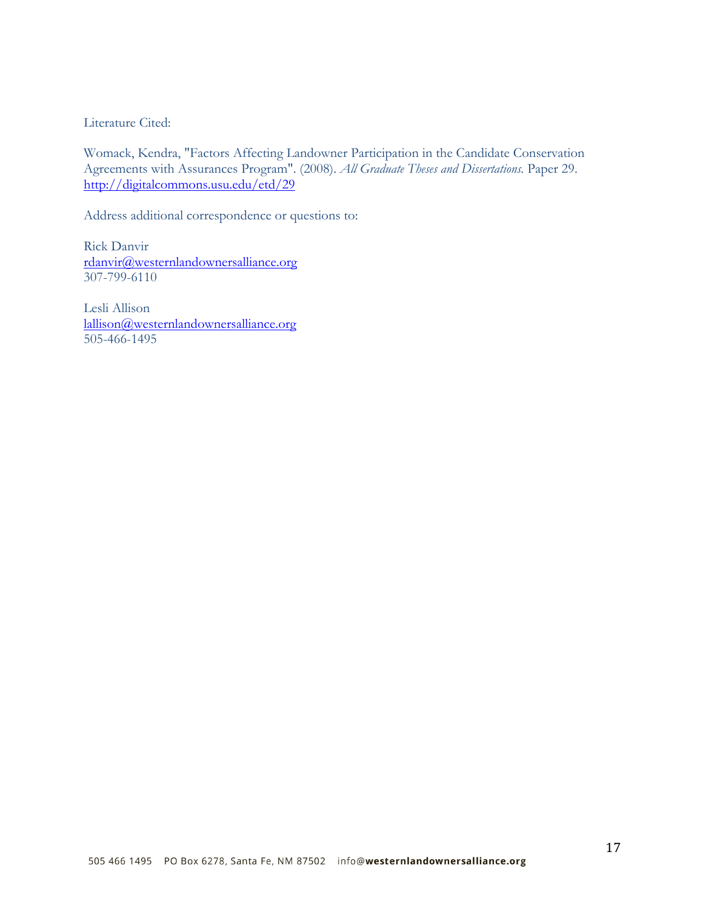Literature Cited:

Womack, Kendra, "Factors Affecting Landowner Participation in the Candidate Conservation Agreements with Assurances Program". (2008). *All Graduate Theses and Dissertations.* Paper 29. http://digitalcommons.usu.edu/etd/29

Address additional correspondence or questions to:

Rick Danvir
rdanvir@westernlandownersalliance.org
307-799-6110

Lesli Allison
lallison@westernlandownersalliance.org
505-466-1495